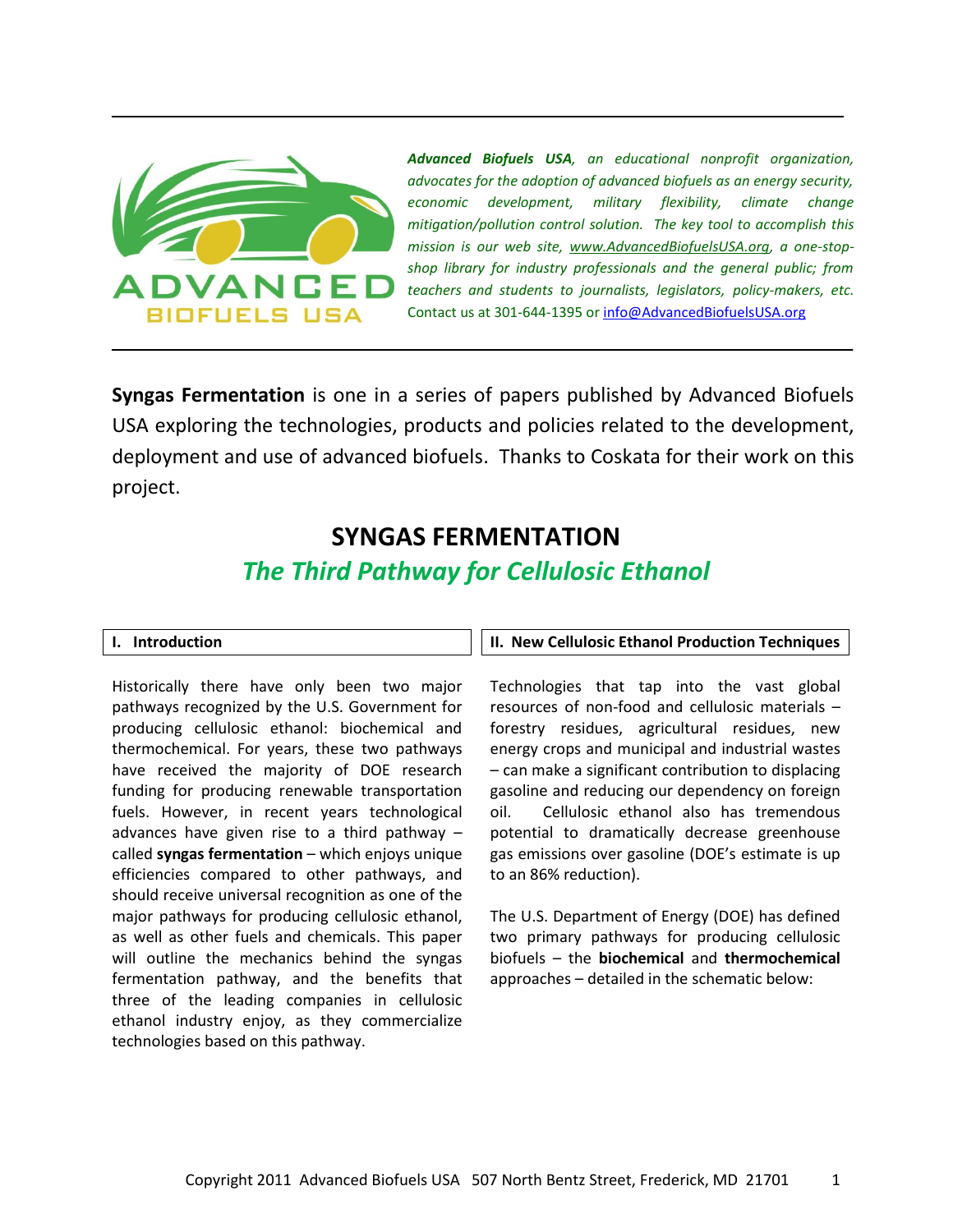*__Advanced Biofuels USA__, an educational nonprofit organization, advocates for the adoption of advanced biofuels as an energy security, economic development, military flexibility, climate change mitigation/pollution control solution. The key tool to accomplish this mission is our web site, www.AdvancedBiofuelsUSA.org, a one-stop-shop library for industry professionals and the general public; from teachers and students to journalists, legislators, policy-makers, etc.*
Contact us at 301-644-1395 or info@AdvancedBiofuelsUSA.org

**Syngas Fermentation** is one in a series of papers published by Advanced Biofuels USA exploring the technologies, products and policies related to the development, deployment and use of advanced biofuels. Thanks to Coskata for their work on this project.

# SYNGAS FERMENTATION

## *The Third Pathway for Cellulosic Ethanol*

### I. Introduction

Historically there have only been two major pathways recognized by the U.S. Government for producing cellulosic ethanol: biochemical and thermochemical. For years, these two pathways have received the majority of DOE research funding for producing renewable transportation fuels. However, in recent years technological advances have given rise to a third pathway – called **syngas fermentation** – which enjoys unique efficiencies compared to other pathways, and should receive universal recognition as one of the major pathways for producing cellulosic ethanol, as well as other fuels and chemicals. This paper will outline the mechanics behind the syngas fermentation pathway, and the benefits that three of the leading companies in cellulosic ethanol industry enjoy, as they commercialize technologies based on this pathway.

### II. New Cellulosic Ethanol Production Techniques

Technologies that tap into the vast global resources of non-food and cellulosic materials – forestry residues, agricultural residues, new energy crops and municipal and industrial wastes – can make a significant contribution to displacing gasoline and reducing our dependency on foreign oil. Cellulosic ethanol also has tremendous potential to dramatically decrease greenhouse gas emissions over gasoline (DOE's estimate is up to an 86% reduction).

The U.S. Department of Energy (DOE) has defined two primary pathways for producing cellulosic biofuels – the **biochemical** and **thermochemical** approaches – detailed in the schematic below: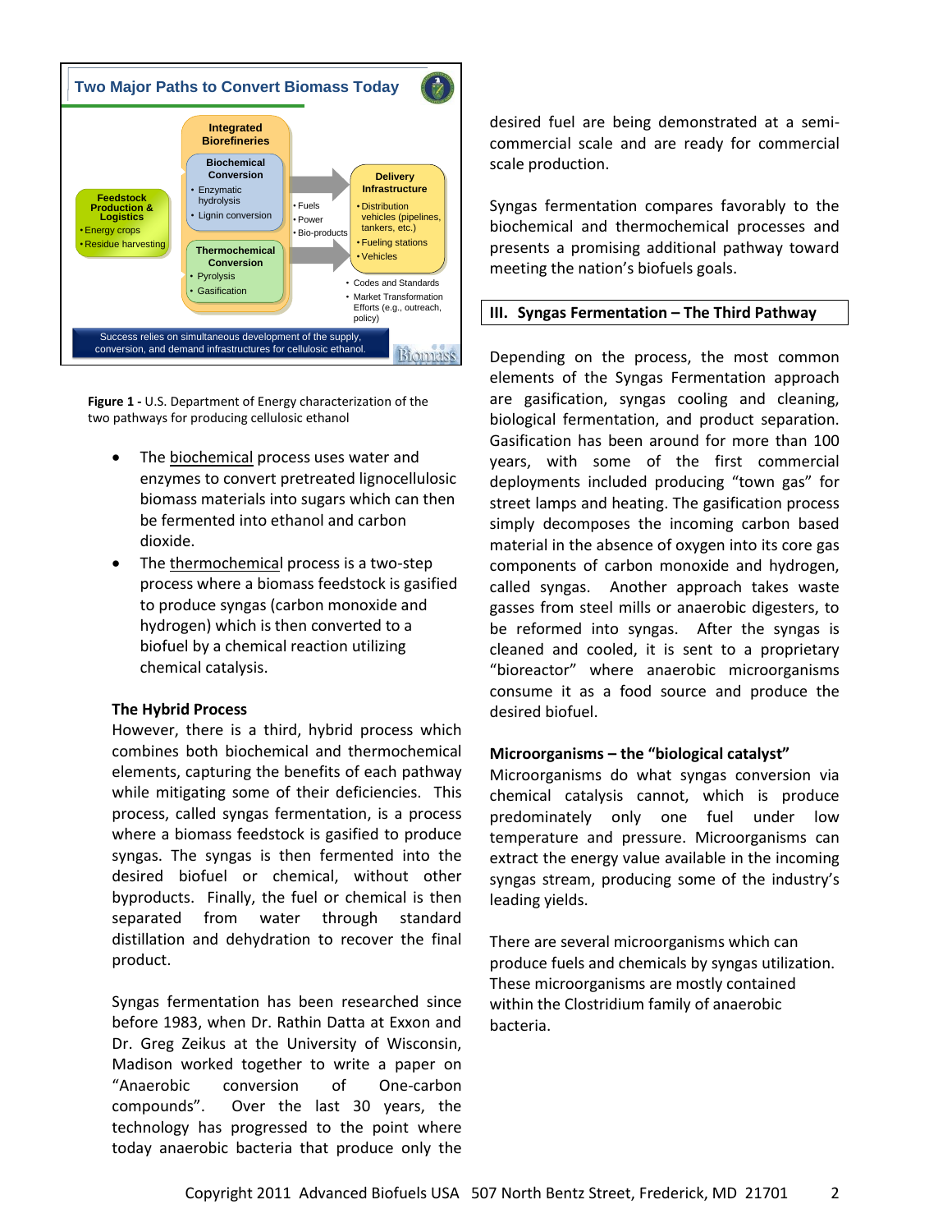**Figure 1 -** U.S. Department of Energy characterization of the two pathways for producing cellulosic ethanol

- The biochemical process uses water and enzymes to convert pretreated lignocellulosic biomass materials into sugars which can then be fermented into ethanol and carbon dioxide.
- The thermochemical process is a two-step process where a biomass feedstock is gasified to produce syngas (carbon monoxide and hydrogen) which is then converted to a biofuel by a chemical reaction utilizing chemical catalysis.

**The Hybrid Process**

However, there is a third, hybrid process which combines both biochemical and thermochemical elements, capturing the benefits of each pathway while mitigating some of their deficiencies. This process, called syngas fermentation, is a process where a biomass feedstock is gasified to produce syngas. The syngas is then fermented into the desired biofuel or chemical, without other byproducts. Finally, the fuel or chemical is then separated from water through standard distillation and dehydration to recover the final product.

Syngas fermentation has been researched since before 1983, when Dr. Rathin Datta at Exxon and Dr. Greg Zeikus at the University of Wisconsin, Madison worked together to write a paper on "Anaerobic conversion of One-carbon compounds". Over the last 30 years, the technology has progressed to the point where today anaerobic bacteria that produce only the desired fuel are being demonstrated at a semi-commercial scale and are ready for commercial scale production.

Syngas fermentation compares favorably to the biochemical and thermochemical processes and presents a promising additional pathway toward meeting the nation's biofuels goals.

## III. Syngas Fermentation – The Third Pathway

Depending on the process, the most common elements of the Syngas Fermentation approach are gasification, syngas cooling and cleaning, biological fermentation, and product separation. Gasification has been around for more than 100 years, with some of the first commercial deployments included producing "town gas" for street lamps and heating. The gasification process simply decomposes the incoming carbon based material in the absence of oxygen into its core gas components of carbon monoxide and hydrogen, called syngas. Another approach takes waste gasses from steel mills or anaerobic digesters, to be reformed into syngas. After the syngas is cleaned and cooled, it is sent to a proprietary "bioreactor" where anaerobic microorganisms consume it as a food source and produce the desired biofuel.

**Microorganisms – the "biological catalyst"**

Microorganisms do what syngas conversion via chemical catalysis cannot, which is produce predominately only one fuel under low temperature and pressure. Microorganisms can extract the energy value available in the incoming syngas stream, producing some of the industry's leading yields.

There are several microorganisms which can produce fuels and chemicals by syngas utilization. These microorganisms are mostly contained within the Clostridium family of anaerobic bacteria.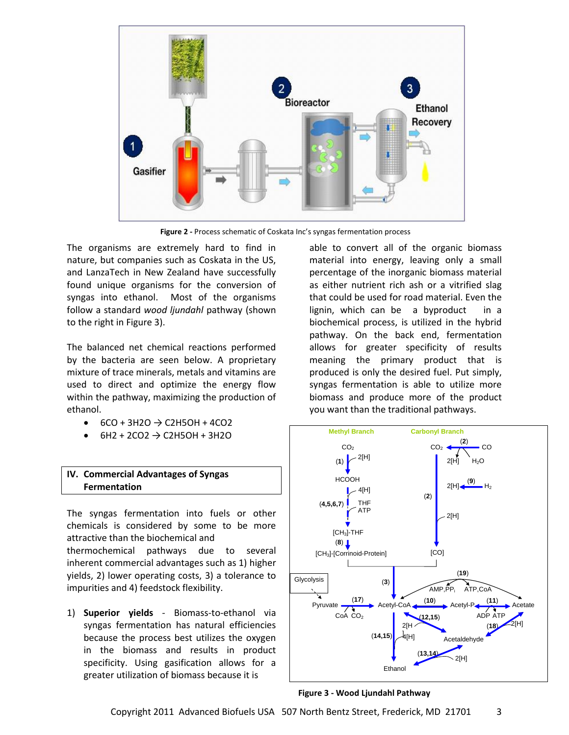Figure 2 - Process schematic of Coskata Inc's syngas fermentation process

The organisms are extremely hard to find in nature, but companies such as Coskata in the US, and LanzaTech in New Zealand have successfully found unique organisms for the conversion of syngas into ethanol. Most of the organisms follow a standard *wood ljundahl* pathway (shown to the right in Figure 3).

The balanced net chemical reactions performed by the bacteria are seen below. A proprietary mixture of trace minerals, metals and vitamins are used to direct and optimize the energy flow within the pathway, maximizing the production of ethanol.

- $6CO + 3H_2O \rightarrow C_2H_5OH + 4CO_2$
- $6H_2 + 2CO_2 \rightarrow C_2H_5OH + 3H_2O$

## IV. Commercial Advantages of Syngas Fermentation

The syngas fermentation into fuels or other chemicals is considered by some to be more attractive than the biochemical and thermochemical pathways due to several inherent commercial advantages such as 1) higher yields, 2) lower operating costs, 3) a tolerance to impurities and 4) feedstock flexibility.

1) **Superior yields** - Biomass-to-ethanol via syngas fermentation has natural efficiencies because the process best utilizes the oxygen in the biomass and results in product specificity. Using gasification allows for a greater utilization of biomass because it is able to convert all of the organic biomass material into energy, leaving only a small percentage of the inorganic biomass material as either nutrient rich ash or a vitrified slag that could be used for road material. Even the lignin, which can be a byproduct in a biochemical process, is utilized in the hybrid pathway. On the back end, fermentation allows for greater specificity of results meaning the primary product that is produced is only the desired fuel. Put simply, syngas fermentation is able to utilize more biomass and produce more of the product you want than the traditional pathways.

Figure 3 - Wood Ljundahl Pathway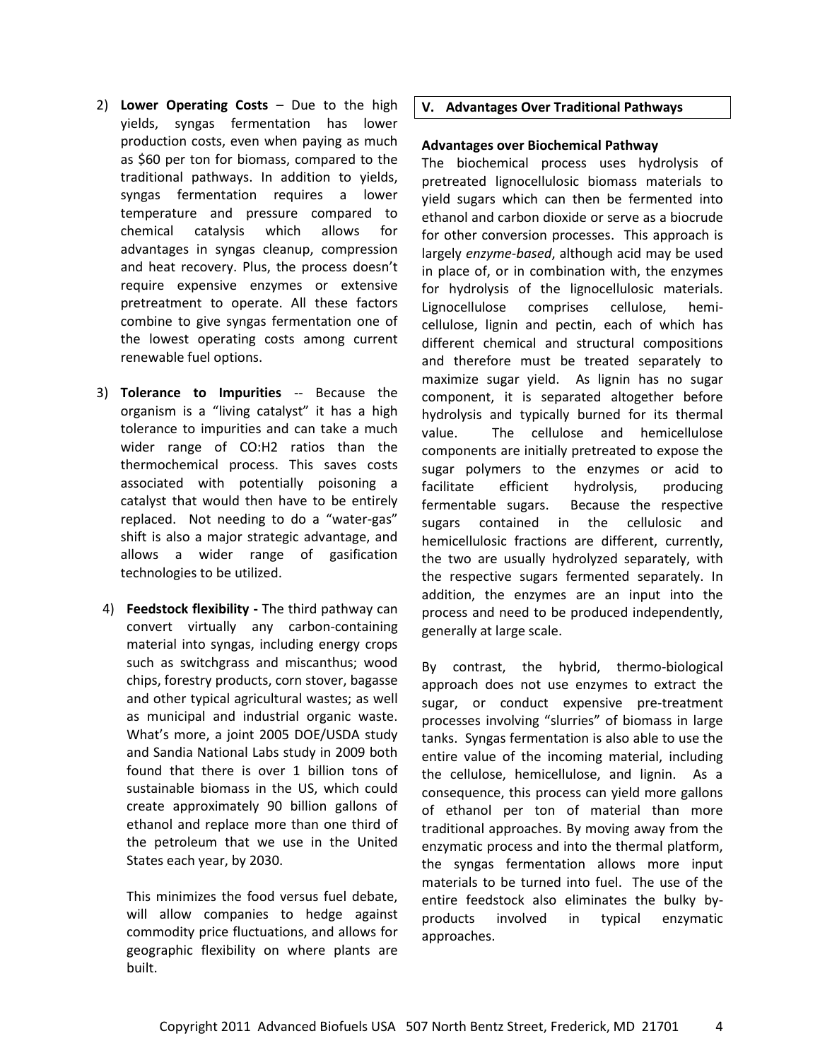2) **Lower Operating Costs** – Due to the high yields, syngas fermentation has lower production costs, even when paying as much as $60 per ton for biomass, compared to the traditional pathways. In addition to yields, syngas fermentation requires a lower temperature and pressure compared to chemical catalysis which allows for advantages in syngas cleanup, compression and heat recovery. Plus, the process doesn't require expensive enzymes or extensive pretreatment to operate. All these factors combine to give syngas fermentation one of the lowest operating costs among current renewable fuel options.

3) **Tolerance to Impurities** -- Because the organism is a "living catalyst" it has a high tolerance to impurities and can take a much wider range of CO:H2 ratios than the thermochemical process. This saves costs associated with potentially poisoning a catalyst that would then have to be entirely replaced. Not needing to do a "water-gas" shift is also a major strategic advantage, and allows a wider range of gasification technologies to be utilized.

4) **Feedstock flexibility -** The third pathway can convert virtually any carbon-containing material into syngas, including energy crops such as switchgrass and miscanthus; wood chips, forestry products, corn stover, bagasse and other typical agricultural wastes; as well as municipal and industrial organic waste. What's more, a joint 2005 DOE/USDA study and Sandia National Labs study in 2009 both found that there is over 1 billion tons of sustainable biomass in the US, which could create approximately 90 billion gallons of ethanol and replace more than one third of the petroleum that we use in the United States each year, by 2030.

   This minimizes the food versus fuel debate, will allow companies to hedge against commodity price fluctuations, and allows for geographic flexibility on where plants are built.

## V. Advantages Over Traditional Pathways

### Advantages over Biochemical Pathway

The biochemical process uses hydrolysis of pretreated lignocellulosic biomass materials to yield sugars which can then be fermented into ethanol and carbon dioxide or serve as a biocrude for other conversion processes. This approach is largely *enzyme-based*, although acid may be used in place of, or in combination with, the enzymes for hydrolysis of the lignocellulosic materials. Lignocellulose comprises cellulose, hemi-cellulose, lignin and pectin, each of which has different chemical and structural compositions and therefore must be treated separately to maximize sugar yield. As lignin has no sugar component, it is separated altogether before hydrolysis and typically burned for its thermal value. The cellulose and hemicellulose components are initially pretreated to expose the sugar polymers to the enzymes or acid to facilitate efficient hydrolysis, producing fermentable sugars. Because the respective sugars contained in the cellulosic and hemicellulosic fractions are different, currently, the two are usually hydrolyzed separately, with the respective sugars fermented separately. In addition, the enzymes are an input into the process and need to be produced independently, generally at large scale.

By contrast, the hybrid, thermo-biological approach does not use enzymes to extract the sugar, or conduct expensive pre-treatment processes involving "slurries" of biomass in large tanks. Syngas fermentation is also able to use the entire value of the incoming material, including the cellulose, hemicellulose, and lignin. As a consequence, this process can yield more gallons of ethanol per ton of material than more traditional approaches. By moving away from the enzymatic process and into the thermal platform, the syngas fermentation allows more input materials to be turned into fuel. The use of the entire feedstock also eliminates the bulky by-products involved in typical enzymatic approaches.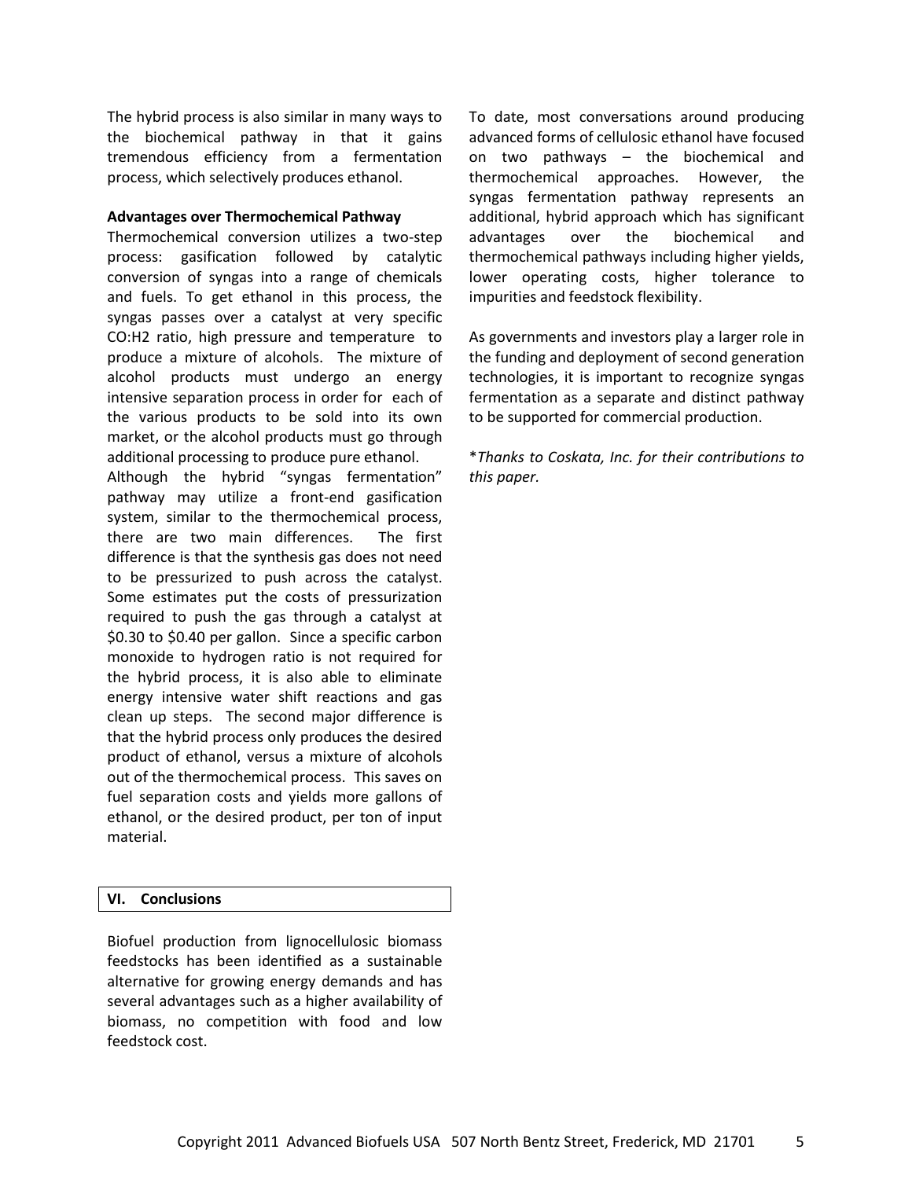The hybrid process is also similar in many ways to the biochemical pathway in that it gains tremendous efficiency from a fermentation process, which selectively produces ethanol.

**Advantages over Thermochemical Pathway**

Thermochemical conversion utilizes a two-step process: gasification followed by catalytic conversion of syngas into a range of chemicals and fuels. To get ethanol in this process, the syngas passes over a catalyst at very specific CO:H2 ratio, high pressure and temperature to produce a mixture of alcohols. The mixture of alcohol products must undergo an energy intensive separation process in order for each of the various products to be sold into its own market, or the alcohol products must go through additional processing to produce pure ethanol.

Although the hybrid "syngas fermentation" pathway may utilize a front-end gasification system, similar to the thermochemical process, there are two main differences. The first difference is that the synthesis gas does not need to be pressurized to push across the catalyst. Some estimates put the costs of pressurization required to push the gas through a catalyst at $0.30 to $0.40 per gallon. Since a specific carbon monoxide to hydrogen ratio is not required for the hybrid process, it is also able to eliminate energy intensive water shift reactions and gas clean up steps. The second major difference is that the hybrid process only produces the desired product of ethanol, versus a mixture of alcohols out of the thermochemical process. This saves on fuel separation costs and yields more gallons of ethanol, or the desired product, per ton of input material.

## VI. Conclusions

Biofuel production from lignocellulosic biomass feedstocks has been identified as a sustainable alternative for growing energy demands and has several advantages such as a higher availability of biomass, no competition with food and low feedstock cost.

To date, most conversations around producing advanced forms of cellulosic ethanol have focused on two pathways – the biochemical and thermochemical approaches. However, the syngas fermentation pathway represents an additional, hybrid approach which has significant advantages over the biochemical and thermochemical pathways including higher yields, lower operating costs, higher tolerance to impurities and feedstock flexibility.

As governments and investors play a larger role in the funding and deployment of second generation technologies, it is important to recognize syngas fermentation as a separate and distinct pathway to be supported for commercial production.

**Thanks to Coskata, Inc. for their contributions to this paper.*